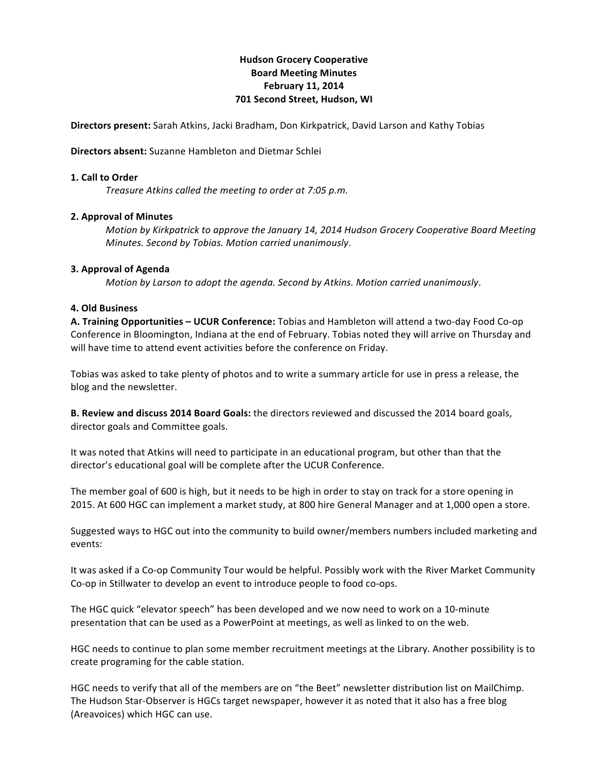**Hudson Grocery Cooperative**
**Board Meeting Minutes**
**February 11, 2014**
**701 Second Street, Hudson, WI**

**Directors present:** Sarah Atkins, Jacki Bradham, Don Kirkpatrick, David Larson and Kathy Tobias

**Directors absent:** Suzanne Hambleton and Dietmar Schlei

**1. Call to Order**

*Treasure Atkins called the meeting to order at 7:05 p.m.*

**2. Approval of Minutes**

*Motion by Kirkpatrick to approve the January 14, 2014 Hudson Grocery Cooperative Board Meeting Minutes. Second by Tobias. Motion carried unanimously*.

**3. Approval of Agenda**

*Motion by Larson to adopt the agenda. Second by Atkins. Motion carried unanimously*.

**4. Old Business**

**A. Training Opportunities – UCUR Conference:** Tobias and Hambleton will attend a two-day Food Co-op Conference in Bloomington, Indiana at the end of February. Tobias noted they will arrive on Thursday and will have time to attend event activities before the conference on Friday.

Tobias was asked to take plenty of photos and to write a summary article for use in press a release, the blog and the newsletter.

**B. Review and discuss 2014 Board Goals:** the directors reviewed and discussed the 2014 board goals, director goals and Committee goals.

It was noted that Atkins will need to participate in an educational program, but other than that the director's educational goal will be complete after the UCUR Conference.

The member goal of 600 is high, but it needs to be high in order to stay on track for a store opening in 2015. At 600 HGC can implement a market study, at 800 hire General Manager and at 1,000 open a store.

Suggested ways to HGC out into the community to build owner/members numbers included marketing and events:

It was asked if a Co-op Community Tour would be helpful. Possibly work with the River Market Community Co-op in Stillwater to develop an event to introduce people to food co-ops.

The HGC quick "elevator speech" has been developed and we now need to work on a 10-minute presentation that can be used as a PowerPoint at meetings, as well as linked to on the web.

HGC needs to continue to plan some member recruitment meetings at the Library. Another possibility is to create programing for the cable station.

HGC needs to verify that all of the members are on "the Beet" newsletter distribution list on MailChimp. The Hudson Star-Observer is HGCs target newspaper, however it as noted that it also has a free blog (Areavoices) which HGC can use.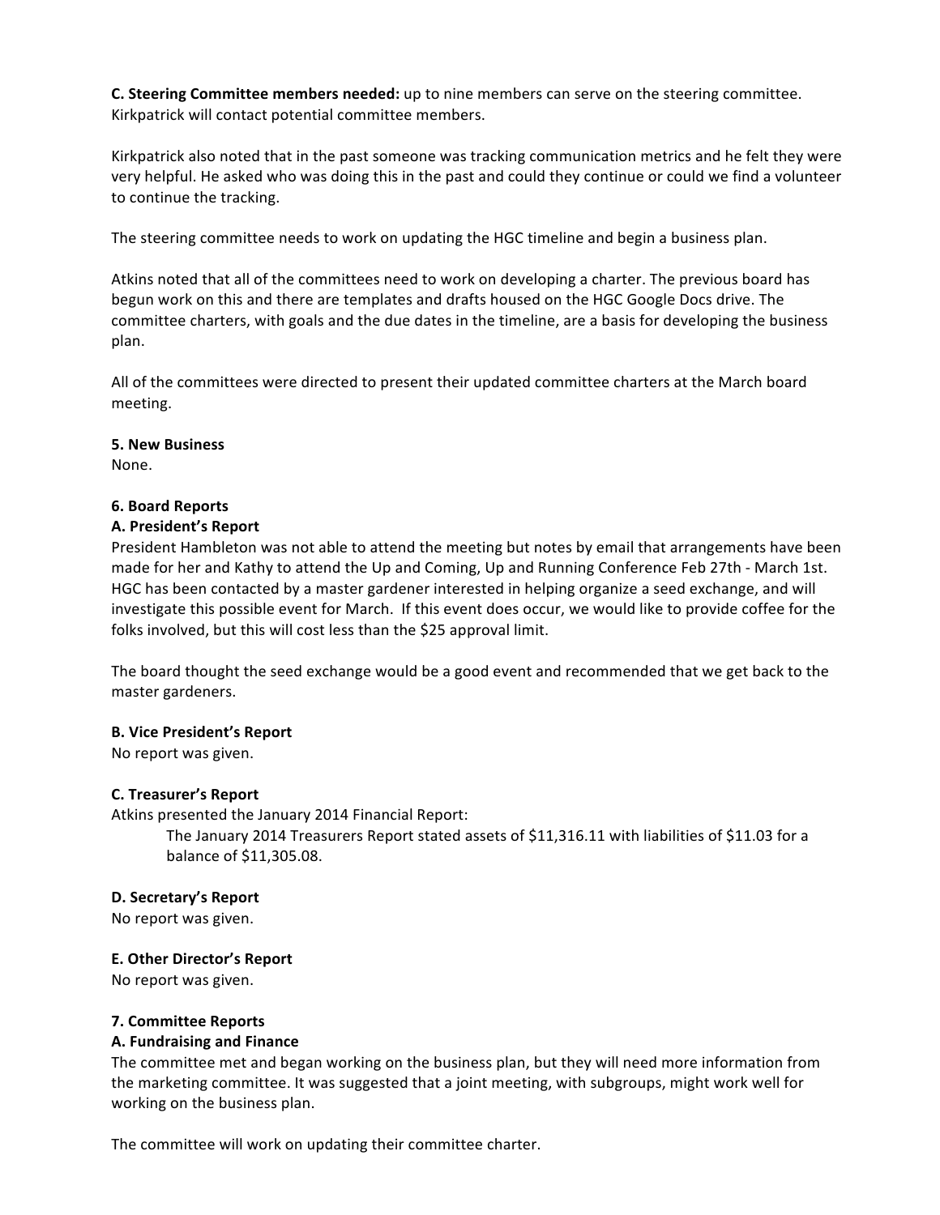**C. Steering Committee members needed:** up to nine members can serve on the steering committee. Kirkpatrick will contact potential committee members.

Kirkpatrick also noted that in the past someone was tracking communication metrics and he felt they were very helpful. He asked who was doing this in the past and could they continue or could we find a volunteer to continue the tracking.

The steering committee needs to work on updating the HGC timeline and begin a business plan.

Atkins noted that all of the committees need to work on developing a charter. The previous board has begun work on this and there are templates and drafts housed on the HGC Google Docs drive. The committee charters, with goals and the due dates in the timeline, are a basis for developing the business plan.

All of the committees were directed to present their updated committee charters at the March board meeting.

**5. New Business**
None.

**6. Board Reports**
**A. President's Report**
President Hambleton was not able to attend the meeting but notes by email that arrangements have been made for her and Kathy to attend the Up and Coming, Up and Running Conference Feb 27th - March 1st. HGC has been contacted by a master gardener interested in helping organize a seed exchange, and will investigate this possible event for March. If this event does occur, we would like to provide coffee for the folks involved, but this will cost less than the $25 approval limit.

The board thought the seed exchange would be a good event and recommended that we get back to the master gardeners.

**B. Vice President's Report**
No report was given.

**C. Treasurer's Report**
Atkins presented the January 2014 Financial Report:

> The January 2014 Treasurers Report stated assets of $11,316.11 with liabilities of $11.03 for a balance of $11,305.08.

**D. Secretary's Report**
No report was given.

**E. Other Director's Report**
No report was given.

**7. Committee Reports**
**A. Fundraising and Finance**
The committee met and began working on the business plan, but they will need more information from the marketing committee. It was suggested that a joint meeting, with subgroups, might work well for working on the business plan.

The committee will work on updating their committee charter.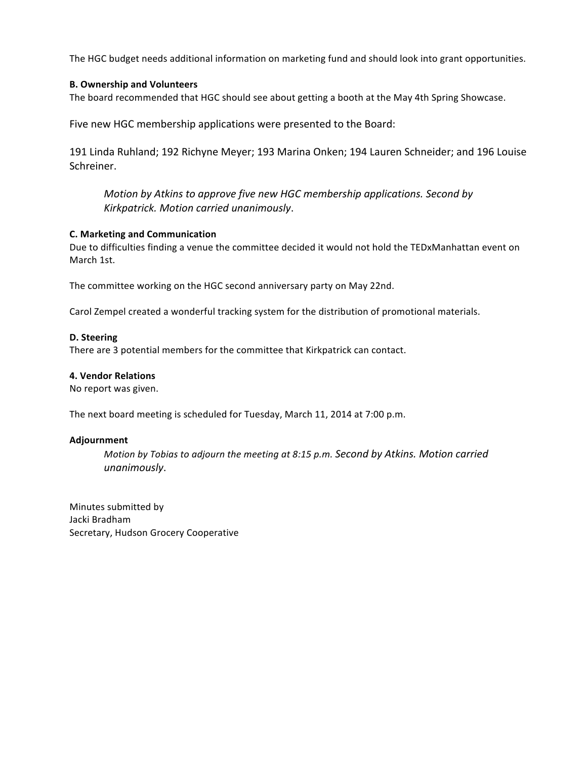The HGC budget needs additional information on marketing fund and should look into grant opportunities.

**B. Ownership and Volunteers**
The board recommended that HGC should see about getting a booth at the May 4th Spring Showcase.

Five new HGC membership applications were presented to the Board:

191 Linda Ruhland; 192 Richyne Meyer; 193 Marina Onken; 194 Lauren Schneider; and 196 Louise Schreiner.

> *Motion by Atkins to approve five new HGC membership applications. Second by Kirkpatrick. Motion carried unanimously*.

**C. Marketing and Communication**
Due to difficulties finding a venue the committee decided it would not hold the TEDxManhattan event on March 1st.

The committee working on the HGC second anniversary party on May 22nd.

Carol Zempel created a wonderful tracking system for the distribution of promotional materials.

**D. Steering**
There are 3 potential members for the committee that Kirkpatrick can contact.

**4. Vendor Relations**
No report was given.

The next board meeting is scheduled for Tuesday, March 11, 2014 at 7:00 p.m.

**Adjournment**

> *Motion by Tobias to adjourn the meeting at 8:15 p.m. Second by Atkins. Motion carried unanimously*.

Minutes submitted by
Jacki Bradham
Secretary, Hudson Grocery Cooperative